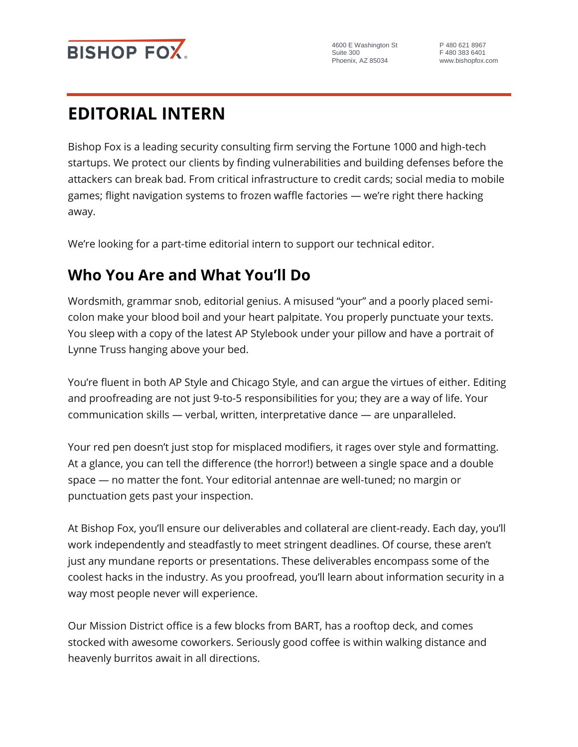BISHOP FOX

4600 E Washington St
Suite 300
Phoenix, AZ 85034

P 480 621 8967
F 480 383 6401
www.bishopfox.com

# EDITORIAL INTERN

Bishop Fox is a leading security consulting firm serving the Fortune 1000 and high-tech startups. We protect our clients by finding vulnerabilities and building defenses before the attackers can break bad. From critical infrastructure to credit cards; social media to mobile games; flight navigation systems to frozen waffle factories — we're right there hacking away.

We're looking for a part-time editorial intern to support our technical editor.

## Who You Are and What You'll Do

Wordsmith, grammar snob, editorial genius. A misused "your" and a poorly placed semi-colon make your blood boil and your heart palpitate. You properly punctuate your texts. You sleep with a copy of the latest AP Stylebook under your pillow and have a portrait of Lynne Truss hanging above your bed.

You're fluent in both AP Style and Chicago Style, and can argue the virtues of either. Editing and proofreading are not just 9-to-5 responsibilities for you; they are a way of life. Your communication skills — verbal, written, interpretative dance — are unparalleled.

Your red pen doesn't just stop for misplaced modifiers, it rages over style and formatting. At a glance, you can tell the difference (the horror!) between a single space and a double space — no matter the font. Your editorial antennae are well-tuned; no margin or punctuation gets past your inspection.

At Bishop Fox, you'll ensure our deliverables and collateral are client-ready. Each day, you'll work independently and steadfastly to meet stringent deadlines. Of course, these aren't just any mundane reports or presentations. These deliverables encompass some of the coolest hacks in the industry. As you proofread, you'll learn about information security in a way most people never will experience.

Our Mission District office is a few blocks from BART, has a rooftop deck, and comes stocked with awesome coworkers. Seriously good coffee is within walking distance and heavenly burritos await in all directions.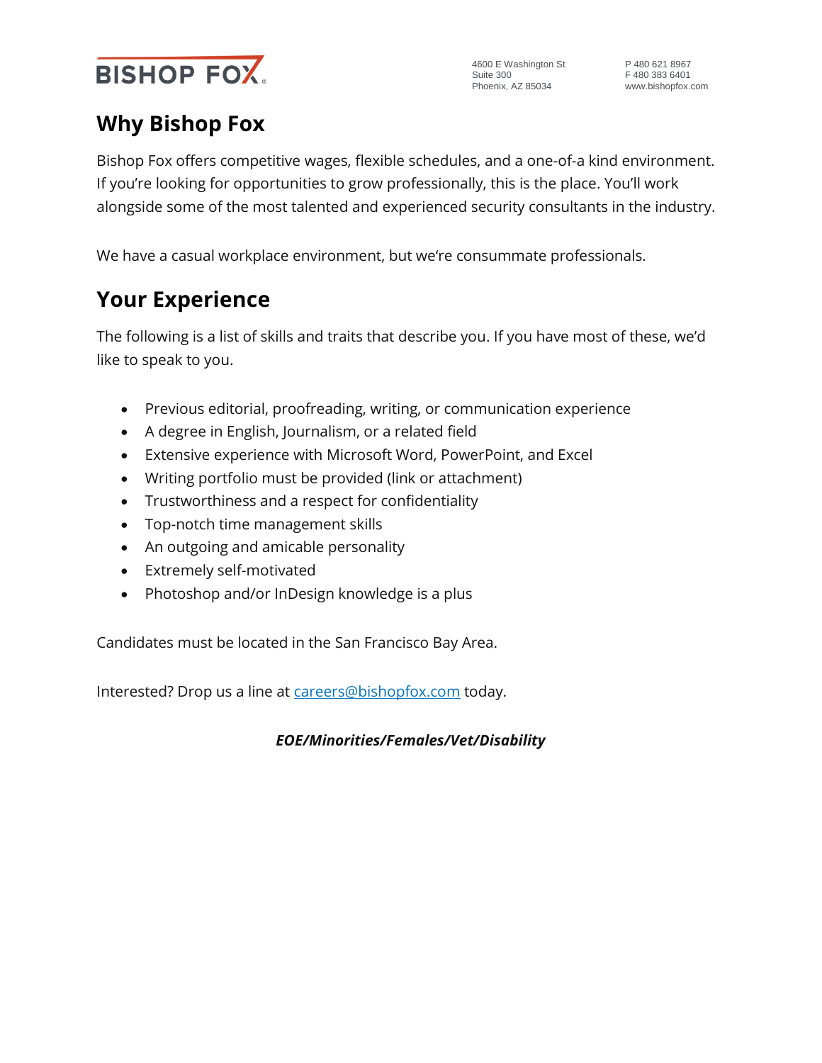## Why Bishop Fox

Bishop Fox offers competitive wages, flexible schedules, and a one-of-a kind environment. If you're looking for opportunities to grow professionally, this is the place. You'll work alongside some of the most talented and experienced security consultants in the industry.

We have a casual workplace environment, but we're consummate professionals.

## Your Experience

The following is a list of skills and traits that describe you. If you have most of these, we'd like to speak to you.

- Previous editorial, proofreading, writing, or communication experience
- A degree in English, Journalism, or a related field
- Extensive experience with Microsoft Word, PowerPoint, and Excel
- Writing portfolio must be provided (link or attachment)
- Trustworthiness and a respect for confidentiality
- Top-notch time management skills
- An outgoing and amicable personality
- Extremely self-motivated
- Photoshop and/or InDesign knowledge is a plus

Candidates must be located in the San Francisco Bay Area.

Interested? Drop us a line at careers@bishopfox.com today.

***EOE/Minorities/Females/Vet/Disability***